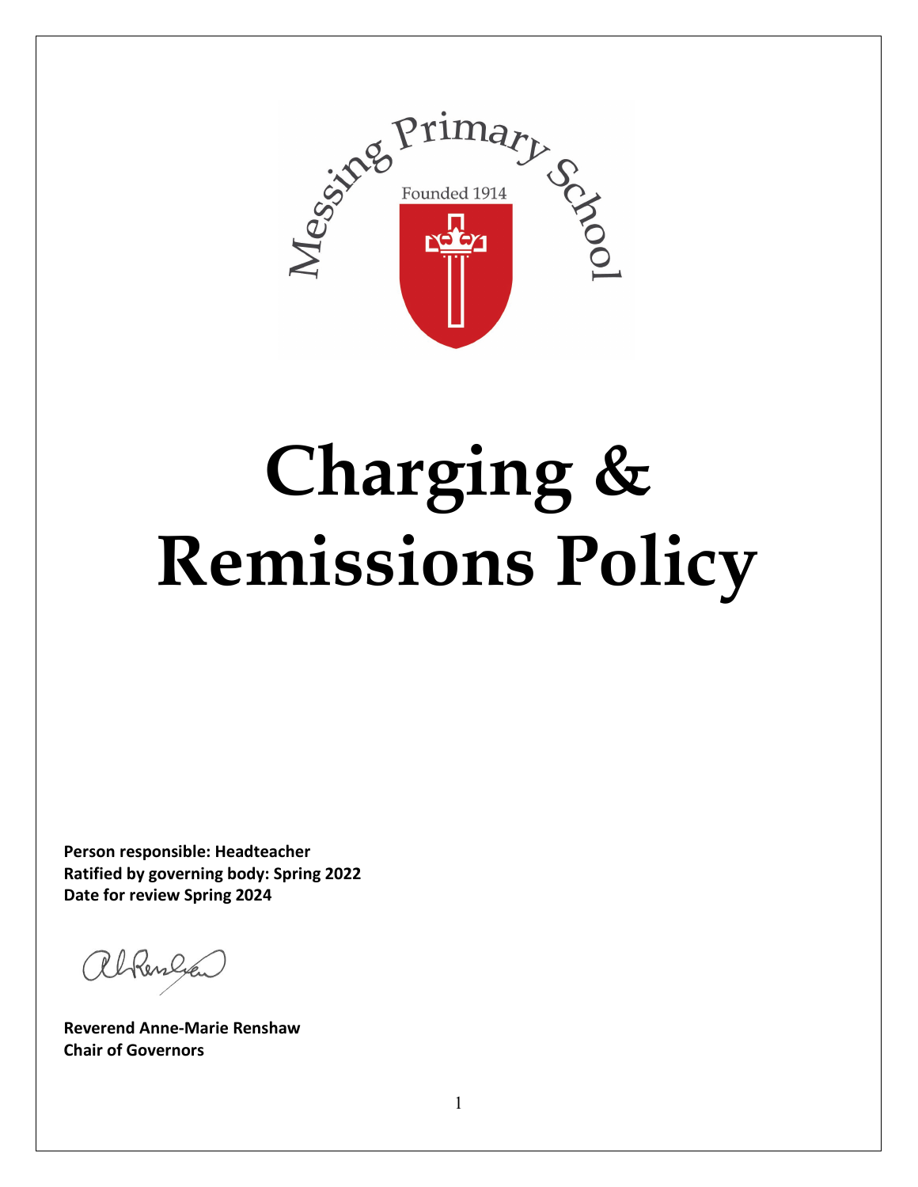Messing Primary School

Founded 1914

# Charging & Remissions Policy

**Person responsible: Headteacher**
**Ratified by governing body: Spring 2022**
**Date for review Spring 2024**

**Reverend Anne-Marie Renshaw**
**Chair of Governors**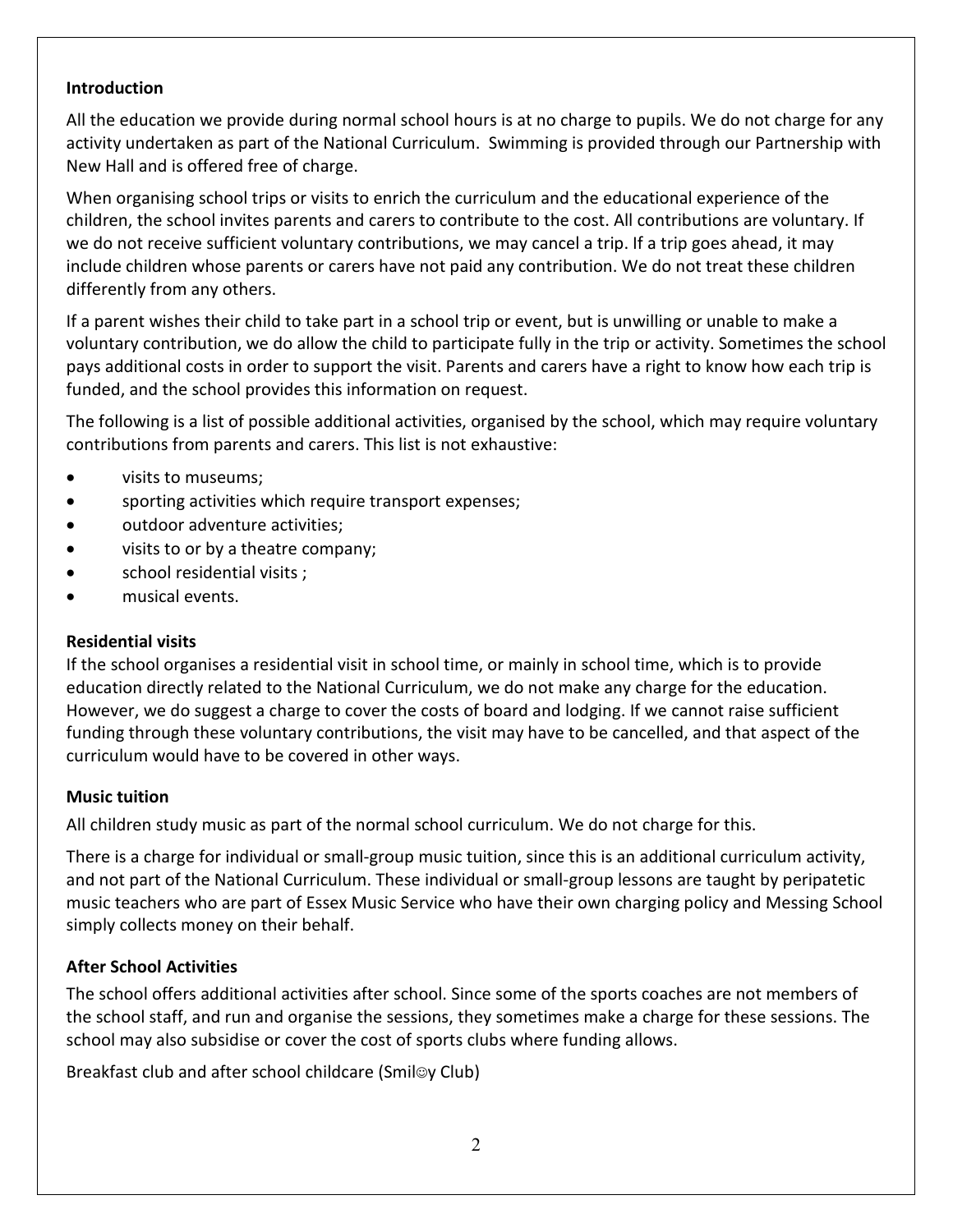**Introduction**

All the education we provide during normal school hours is at no charge to pupils. We do not charge for any activity undertaken as part of the National Curriculum. Swimming is provided through our Partnership with New Hall and is offered free of charge.

When organising school trips or visits to enrich the curriculum and the educational experience of the children, the school invites parents and carers to contribute to the cost. All contributions are voluntary. If we do not receive sufficient voluntary contributions, we may cancel a trip. If a trip goes ahead, it may include children whose parents or carers have not paid any contribution. We do not treat these children differently from any others.

If a parent wishes their child to take part in a school trip or event, but is unwilling or unable to make a voluntary contribution, we do allow the child to participate fully in the trip or activity. Sometimes the school pays additional costs in order to support the visit. Parents and carers have a right to know how each trip is funded, and the school provides this information on request.

The following is a list of possible additional activities, organised by the school, which may require voluntary contributions from parents and carers. This list is not exhaustive:

- visits to museums;
- sporting activities which require transport expenses;
- outdoor adventure activities;
- visits to or by a theatre company;
- school residential visits ;
- musical events.

**Residential visits**

If the school organises a residential visit in school time, or mainly in school time, which is to provide education directly related to the National Curriculum, we do not make any charge for the education. However, we do suggest a charge to cover the costs of board and lodging. If we cannot raise sufficient funding through these voluntary contributions, the visit may have to be cancelled, and that aspect of the curriculum would have to be covered in other ways.

**Music tuition**

All children study music as part of the normal school curriculum. We do not charge for this.

There is a charge for individual or small-group music tuition, since this is an additional curriculum activity, and not part of the National Curriculum. These individual or small-group lessons are taught by peripatetic music teachers who are part of Essex Music Service who have their own charging policy and Messing School simply collects money on their behalf.

**After School Activities**

The school offers additional activities after school. Since some of the sports coaches are not members of the school staff, and run and organise the sessions, they sometimes make a charge for these sessions. The school may also subsidise or cover the cost of sports clubs where funding allows.

Breakfast club and after school childcare (Smil☺y Club)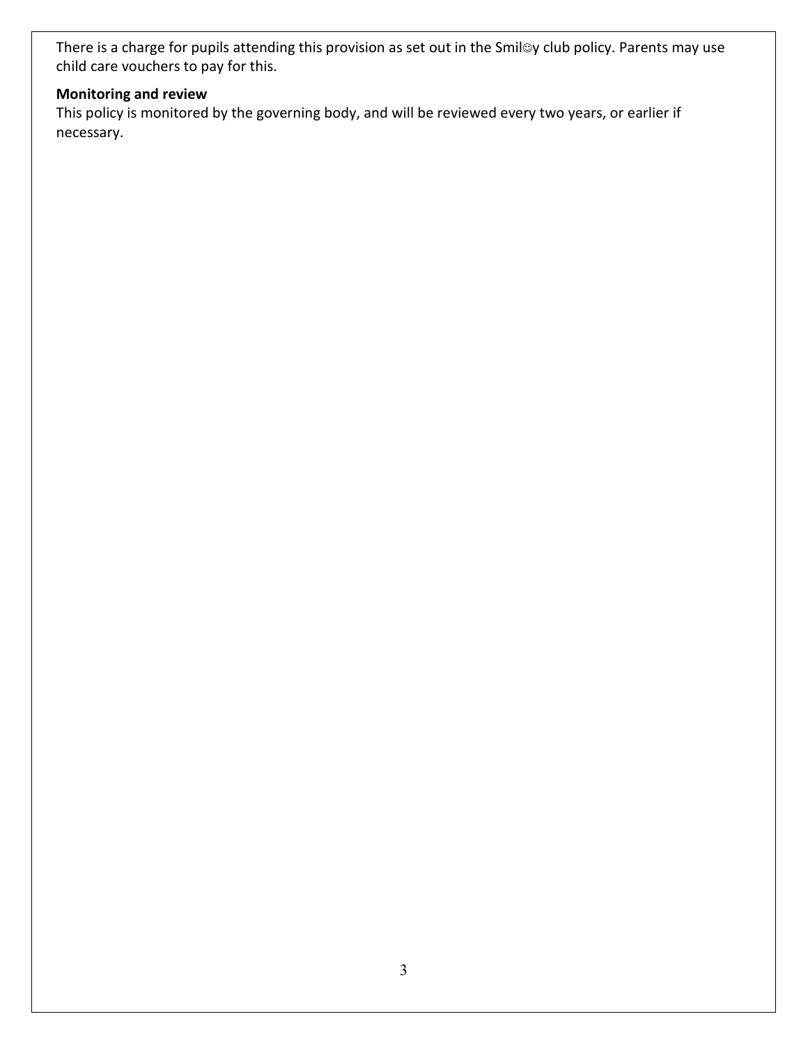There is a charge for pupils attending this provision as set out in the Smil☺y club policy. Parents may use child care vouchers to pay for this.

**Monitoring and review**

This policy is monitored by the governing body, and will be reviewed every two years, or earlier if necessary.